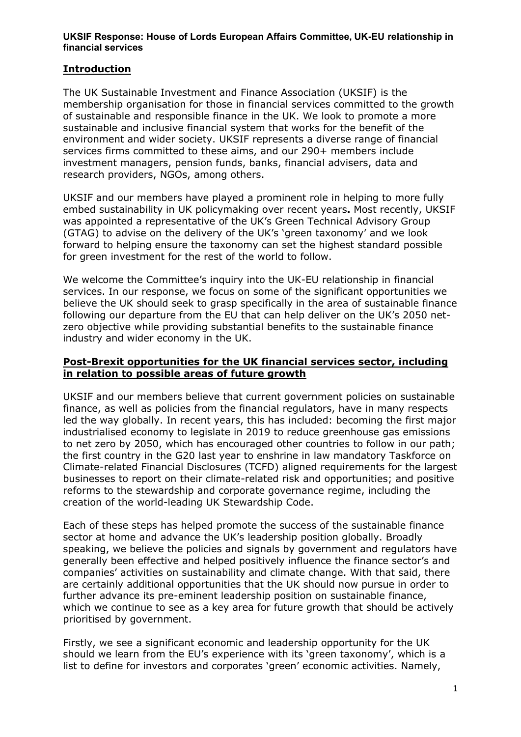**UKSIF Response: House of Lords European Affairs Committee, UK-EU relationship in financial services**

## Introduction

The UK Sustainable Investment and Finance Association (UKSIF) is the membership organisation for those in financial services committed to the growth of sustainable and responsible finance in the UK. We look to promote a more sustainable and inclusive financial system that works for the benefit of the environment and wider society. UKSIF represents a diverse range of financial services firms committed to these aims, and our 290+ members include investment managers, pension funds, banks, financial advisers, data and research providers, NGOs, among others.

UKSIF and our members have played a prominent role in helping to more fully embed sustainability in UK policymaking over recent years**.** Most recently, UKSIF was appointed a representative of the UK's Green Technical Advisory Group (GTAG) to advise on the delivery of the UK's 'green taxonomy' and we look forward to helping ensure the taxonomy can set the highest standard possible for green investment for the rest of the world to follow.

We welcome the Committee's inquiry into the UK-EU relationship in financial services. In our response, we focus on some of the significant opportunities we believe the UK should seek to grasp specifically in the area of sustainable finance following our departure from the EU that can help deliver on the UK's 2050 net-zero objective while providing substantial benefits to the sustainable finance industry and wider economy in the UK.

## Post-Brexit opportunities for the UK financial services sector, including in relation to possible areas of future growth

UKSIF and our members believe that current government policies on sustainable finance, as well as policies from the financial regulators, have in many respects led the way globally. In recent years, this has included: becoming the first major industrialised economy to legislate in 2019 to reduce greenhouse gas emissions to net zero by 2050, which has encouraged other countries to follow in our path; the first country in the G20 last year to enshrine in law mandatory Taskforce on Climate-related Financial Disclosures (TCFD) aligned requirements for the largest businesses to report on their climate-related risk and opportunities; and positive reforms to the stewardship and corporate governance regime, including the creation of the world-leading UK Stewardship Code.

Each of these steps has helped promote the success of the sustainable finance sector at home and advance the UK's leadership position globally. Broadly speaking, we believe the policies and signals by government and regulators have generally been effective and helped positively influence the finance sector's and companies' activities on sustainability and climate change. With that said, there are certainly additional opportunities that the UK should now pursue in order to further advance its pre-eminent leadership position on sustainable finance, which we continue to see as a key area for future growth that should be actively prioritised by government.

Firstly, we see a significant economic and leadership opportunity for the UK should we learn from the EU's experience with its 'green taxonomy', which is a list to define for investors and corporates 'green' economic activities. Namely,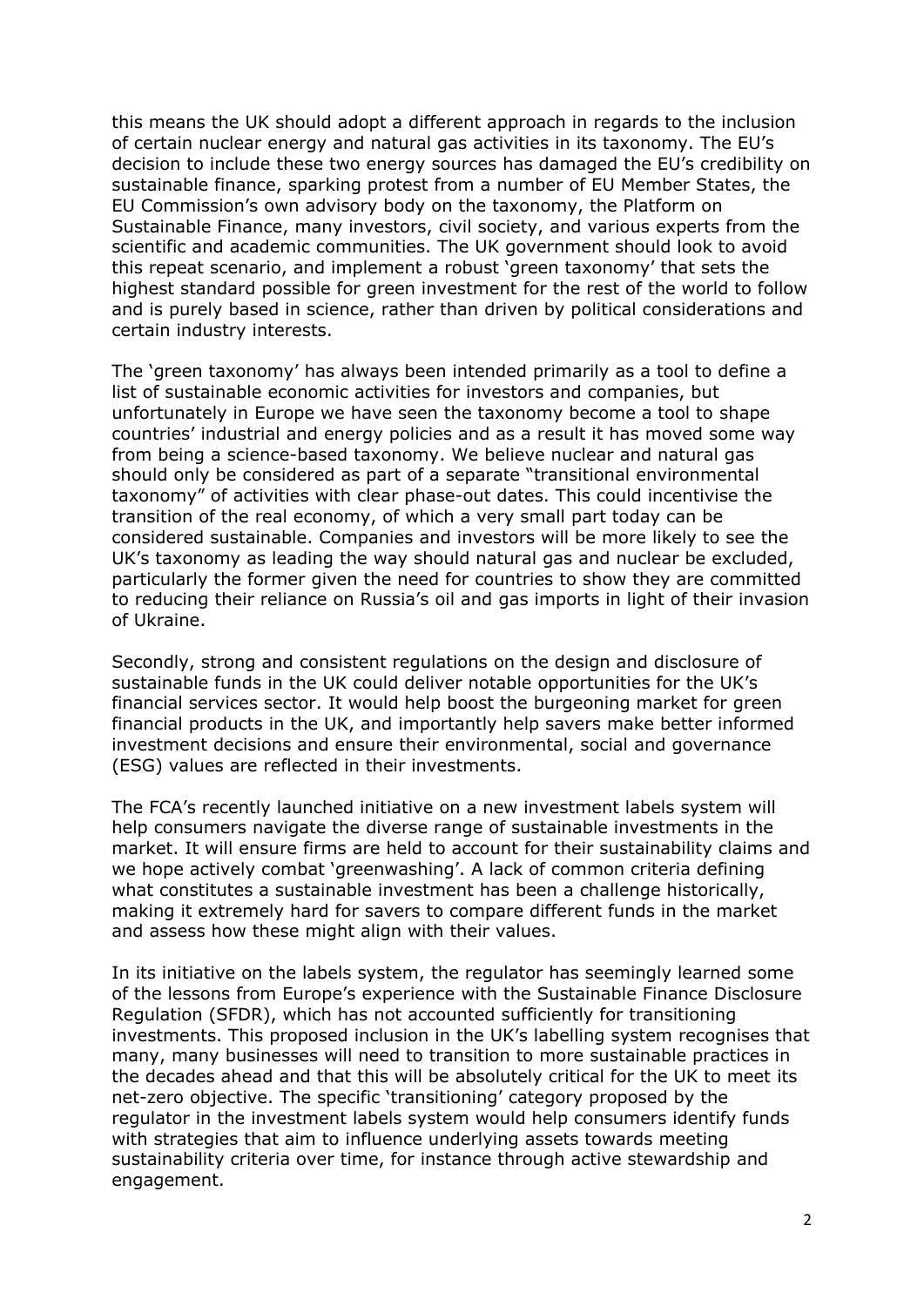this means the UK should adopt a different approach in regards to the inclusion of certain nuclear energy and natural gas activities in its taxonomy. The EU's decision to include these two energy sources has damaged the EU's credibility on sustainable finance, sparking protest from a number of EU Member States, the EU Commission's own advisory body on the taxonomy, the Platform on Sustainable Finance, many investors, civil society, and various experts from the scientific and academic communities. The UK government should look to avoid this repeat scenario, and implement a robust 'green taxonomy' that sets the highest standard possible for green investment for the rest of the world to follow and is purely based in science, rather than driven by political considerations and certain industry interests.

The 'green taxonomy' has always been intended primarily as a tool to define a list of sustainable economic activities for investors and companies, but unfortunately in Europe we have seen the taxonomy become a tool to shape countries' industrial and energy policies and as a result it has moved some way from being a science-based taxonomy. We believe nuclear and natural gas should only be considered as part of a separate "transitional environmental taxonomy" of activities with clear phase-out dates. This could incentivise the transition of the real economy, of which a very small part today can be considered sustainable. Companies and investors will be more likely to see the UK's taxonomy as leading the way should natural gas and nuclear be excluded, particularly the former given the need for countries to show they are committed to reducing their reliance on Russia's oil and gas imports in light of their invasion of Ukraine.

Secondly, strong and consistent regulations on the design and disclosure of sustainable funds in the UK could deliver notable opportunities for the UK's financial services sector. It would help boost the burgeoning market for green financial products in the UK, and importantly help savers make better informed investment decisions and ensure their environmental, social and governance (ESG) values are reflected in their investments.

The FCA's recently launched initiative on a new investment labels system will help consumers navigate the diverse range of sustainable investments in the market. It will ensure firms are held to account for their sustainability claims and we hope actively combat 'greenwashing'. A lack of common criteria defining what constitutes a sustainable investment has been a challenge historically, making it extremely hard for savers to compare different funds in the market and assess how these might align with their values.

In its initiative on the labels system, the regulator has seemingly learned some of the lessons from Europe's experience with the Sustainable Finance Disclosure Regulation (SFDR), which has not accounted sufficiently for transitioning investments. This proposed inclusion in the UK's labelling system recognises that many, many businesses will need to transition to more sustainable practices in the decades ahead and that this will be absolutely critical for the UK to meet its net-zero objective. The specific 'transitioning' category proposed by the regulator in the investment labels system would help consumers identify funds with strategies that aim to influence underlying assets towards meeting sustainability criteria over time, for instance through active stewardship and engagement.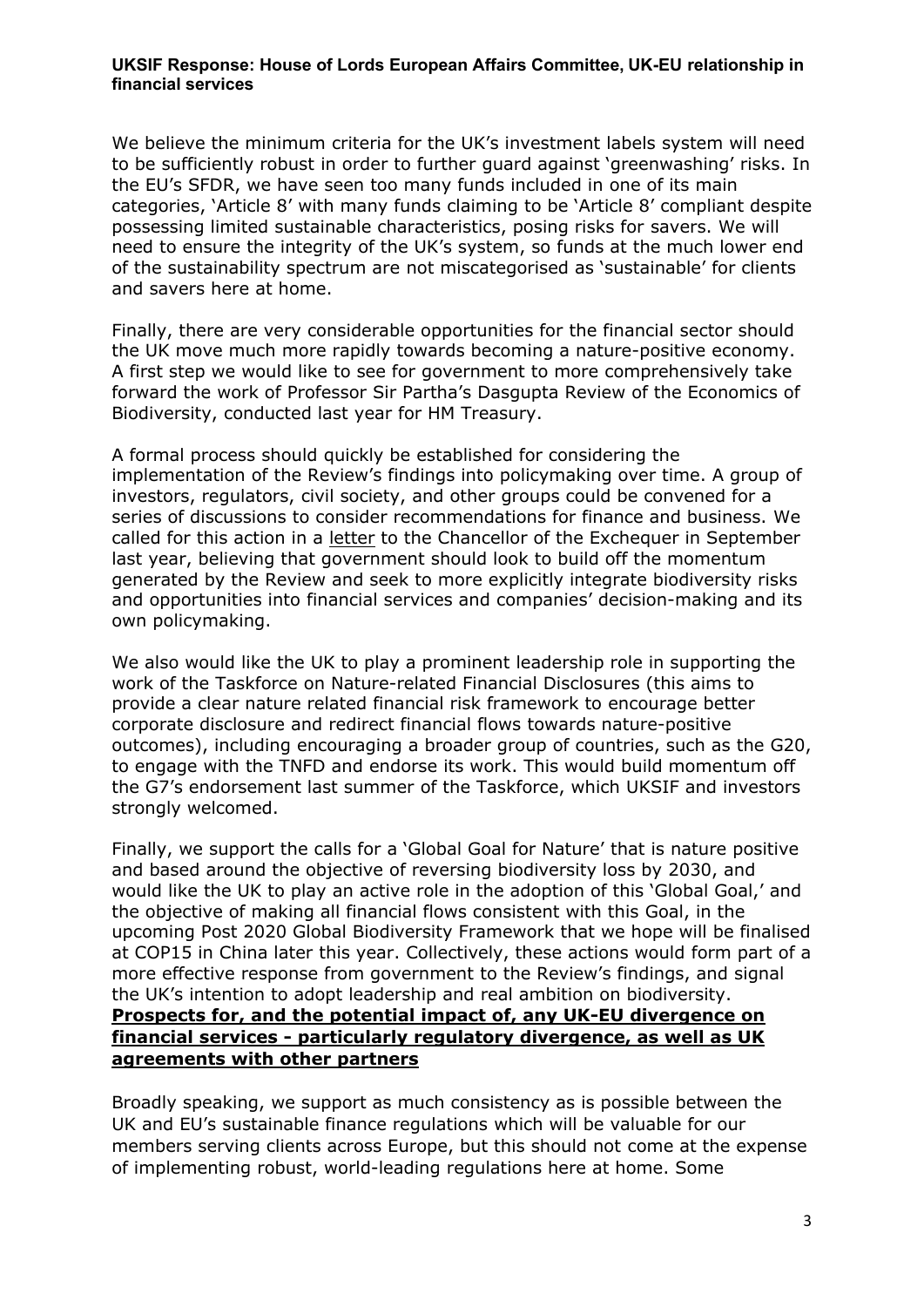We believe the minimum criteria for the UK's investment labels system will need to be sufficiently robust in order to further guard against 'greenwashing' risks. In the EU's SFDR, we have seen too many funds included in one of its main categories, 'Article 8' with many funds claiming to be 'Article 8' compliant despite possessing limited sustainable characteristics, posing risks for savers. We will need to ensure the integrity of the UK's system, so funds at the much lower end of the sustainability spectrum are not miscategorised as 'sustainable' for clients and savers here at home.

Finally, there are very considerable opportunities for the financial sector should the UK move much more rapidly towards becoming a nature-positive economy. A first step we would like to see for government to more comprehensively take forward the work of Professor Sir Partha's Dasgupta Review of the Economics of Biodiversity, conducted last year for HM Treasury.

A formal process should quickly be established for considering the implementation of the Review's findings into policymaking over time. A group of investors, regulators, civil society, and other groups could be convened for a series of discussions to consider recommendations for finance and business. We called for this action in a letter to the Chancellor of the Exchequer in September last year, believing that government should look to build off the momentum generated by the Review and seek to more explicitly integrate biodiversity risks and opportunities into financial services and companies' decision-making and its own policymaking.

We also would like the UK to play a prominent leadership role in supporting the work of the Taskforce on Nature-related Financial Disclosures (this aims to provide a clear nature related financial risk framework to encourage better corporate disclosure and redirect financial flows towards nature-positive outcomes), including encouraging a broader group of countries, such as the G20, to engage with the TNFD and endorse its work. This would build momentum off the G7's endorsement last summer of the Taskforce, which UKSIF and investors strongly welcomed.

Finally, we support the calls for a 'Global Goal for Nature' that is nature positive and based around the objective of reversing biodiversity loss by 2030, and would like the UK to play an active role in the adoption of this 'Global Goal,' and the objective of making all financial flows consistent with this Goal, in the upcoming Post 2020 Global Biodiversity Framework that we hope will be finalised at COP15 in China later this year. Collectively, these actions would form part of a more effective response from government to the Review's findings, and signal the UK's intention to adopt leadership and real ambition on biodiversity.

**Prospects for, and the potential impact of, any UK-EU divergence on financial services - particularly regulatory divergence, as well as UK agreements with other partners**

Broadly speaking, we support as much consistency as is possible between the UK and EU's sustainable finance regulations which will be valuable for our members serving clients across Europe, but this should not come at the expense of implementing robust, world-leading regulations here at home. Some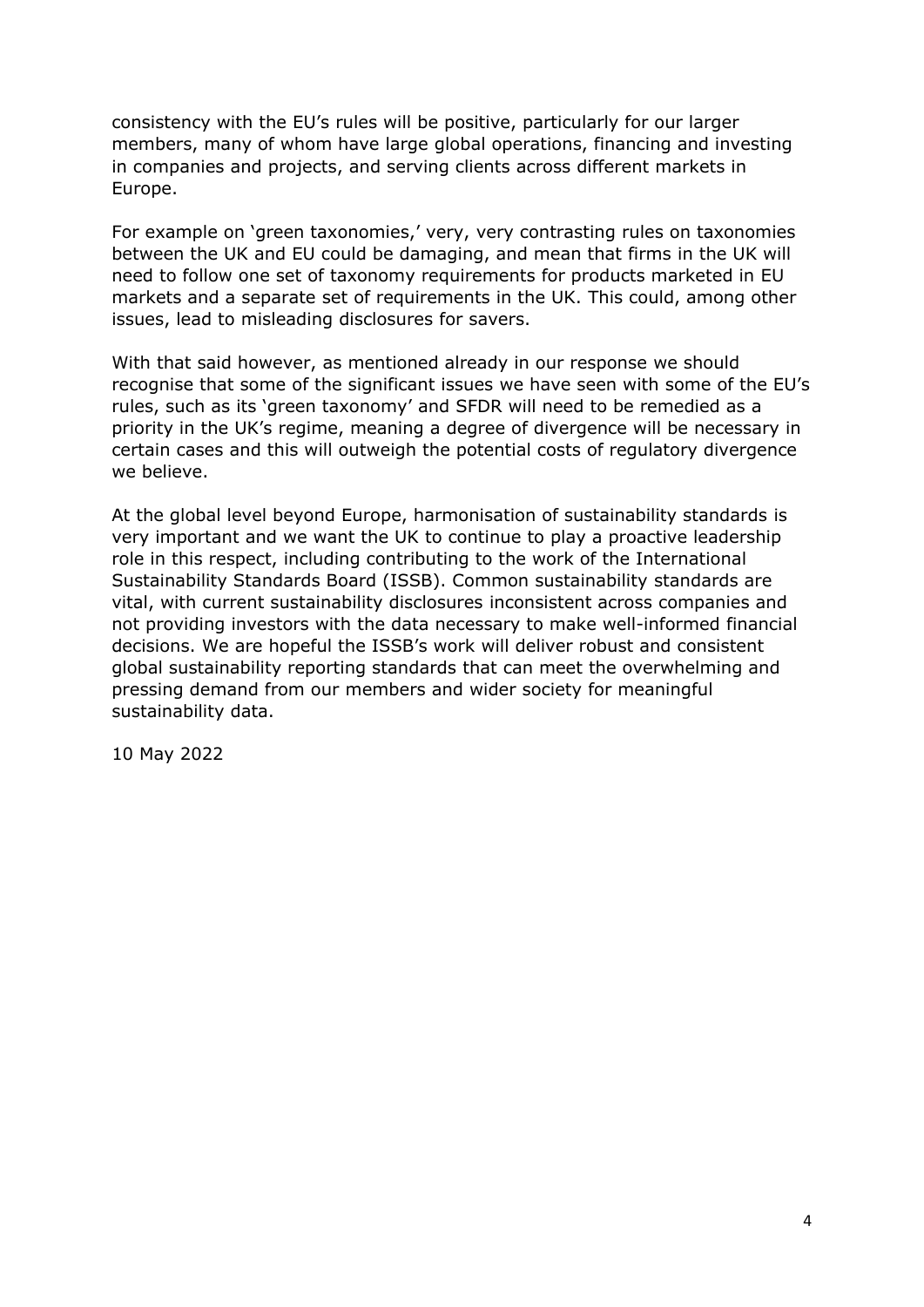consistency with the EU's rules will be positive, particularly for our larger members, many of whom have large global operations, financing and investing in companies and projects, and serving clients across different markets in Europe.

For example on 'green taxonomies,' very, very contrasting rules on taxonomies between the UK and EU could be damaging, and mean that firms in the UK will need to follow one set of taxonomy requirements for products marketed in EU markets and a separate set of requirements in the UK. This could, among other issues, lead to misleading disclosures for savers.

With that said however, as mentioned already in our response we should recognise that some of the significant issues we have seen with some of the EU's rules, such as its 'green taxonomy' and SFDR will need to be remedied as a priority in the UK's regime, meaning a degree of divergence will be necessary in certain cases and this will outweigh the potential costs of regulatory divergence we believe.

At the global level beyond Europe, harmonisation of sustainability standards is very important and we want the UK to continue to play a proactive leadership role in this respect, including contributing to the work of the International Sustainability Standards Board (ISSB). Common sustainability standards are vital, with current sustainability disclosures inconsistent across companies and not providing investors with the data necessary to make well-informed financial decisions. We are hopeful the ISSB's work will deliver robust and consistent global sustainability reporting standards that can meet the overwhelming and pressing demand from our members and wider society for meaningful sustainability data.

10 May 2022